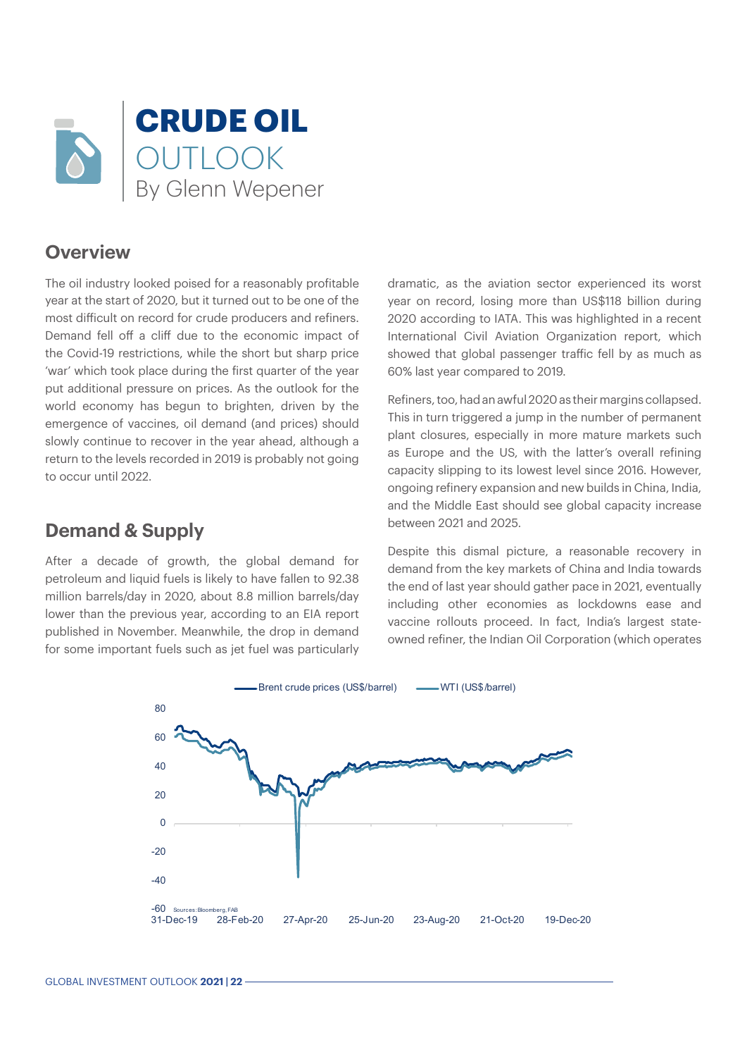# CRUDE OIL OUTLOOK

By Glenn Wepener

## Overview

The oil industry looked poised for a reasonably profitable year at the start of 2020, but it turned out to be one of the most difficult on record for crude producers and refiners. Demand fell off a cliff due to the economic impact of the Covid-19 restrictions, while the short but sharp price 'war' which took place during the first quarter of the year put additional pressure on prices. As the outlook for the world economy has begun to brighten, driven by the emergence of vaccines, oil demand (and prices) should slowly continue to recover in the year ahead, although a return to the levels recorded in 2019 is probably not going to occur until 2022.

## Demand & Supply

After a decade of growth, the global demand for petroleum and liquid fuels is likely to have fallen to 92.38 million barrels/day in 2020, about 8.8 million barrels/day lower than the previous year, according to an EIA report published in November. Meanwhile, the drop in demand for some important fuels such as jet fuel was particularly dramatic, as the aviation sector experienced its worst year on record, losing more than US$118 billion during 2020 according to IATA. This was highlighted in a recent International Civil Aviation Organization report, which showed that global passenger traffic fell by as much as 60% last year compared to 2019.

Refiners, too, had an awful 2020 as their margins collapsed. This in turn triggered a jump in the number of permanent plant closures, especially in more mature markets such as Europe and the US, with the latter's overall refining capacity slipping to its lowest level since 2016. However, ongoing refinery expansion and new builds in China, India, and the Middle East should see global capacity increase between 2021 and 2025.

Despite this dismal picture, a reasonable recovery in demand from the key markets of China and India towards the end of last year should gather pace in 2021, eventually including other economies as lockdowns ease and vaccine rollouts proceed. In fact, India's largest state-owned refiner, the Indian Oil Corporation (which operates

Brent crude prices (US$/barrel) — WTI (US$/barrel)

Sources: Bloomberg, FAB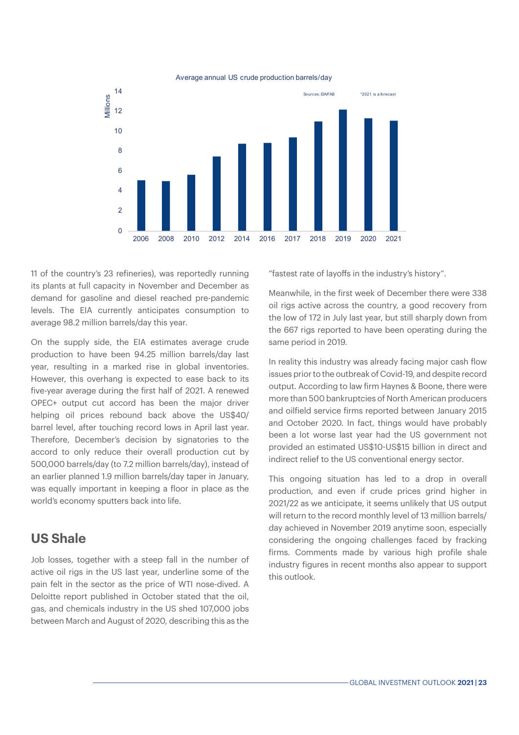Average annual US crude production barrels/day

Sources: EIA/FAB

*2021 is a forecast

11 of the country's 23 refineries), was reportedly running its plants at full capacity in November and December as demand for gasoline and diesel reached pre-pandemic levels. The EIA currently anticipates consumption to average 98.2 million barrels/day this year.

On the supply side, the EIA estimates average crude production to have been 94.25 million barrels/day last year, resulting in a marked rise in global inventories. However, this overhang is expected to ease back to its five-year average during the first half of 2021. A renewed OPEC+ output cut accord has been the major driver helping oil prices rebound back above the US$40/barrel level, after touching record lows in April last year. Therefore, December's decision by signatories to the accord to only reduce their overall production cut by 500,000 barrels/day (to 7.2 million barrels/day), instead of an earlier planned 1.9 million barrels/day taper in January, was equally important in keeping a floor in place as the world's economy sputters back into life.

## US Shale

Job losses, together with a steep fall in the number of active oil rigs in the US last year, underline some of the pain felt in the sector as the price of WTI nose-dived. A Deloitte report published in October stated that the oil, gas, and chemicals industry in the US shed 107,000 jobs between March and August of 2020, describing this as the "fastest rate of layoffs in the industry's history".

Meanwhile, in the first week of December there were 338 oil rigs active across the country, a good recovery from the low of 172 in July last year, but still sharply down from the 667 rigs reported to have been operating during the same period in 2019.

In reality this industry was already facing major cash flow issues prior to the outbreak of Covid-19, and despite record output. According to law firm Haynes & Boone, there were more than 500 bankruptcies of North American producers and oilfield service firms reported between January 2015 and October 2020. In fact, things would have probably been a lot worse last year had the US government not provided an estimated US$10-US$15 billion in direct and indirect relief to the US conventional energy sector.

This ongoing situation has led to a drop in overall production, and even if crude prices grind higher in 2021/22 as we anticipate, it seems unlikely that US output will return to the record monthly level of 13 million barrels/day achieved in November 2019 anytime soon, especially considering the ongoing challenges faced by fracking firms. Comments made by various high profile shale industry figures in recent months also appear to support this outlook.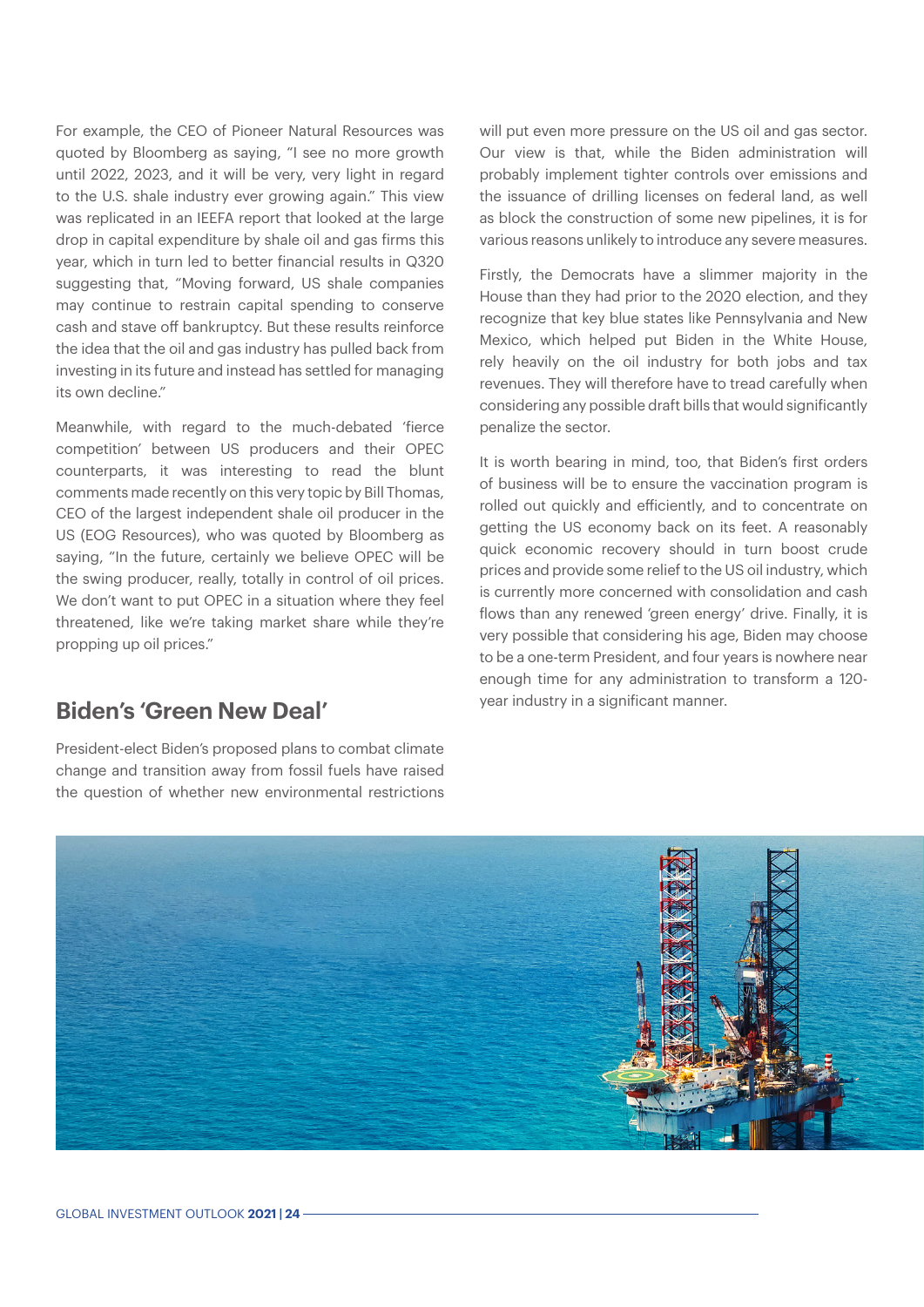For example, the CEO of Pioneer Natural Resources was quoted by Bloomberg as saying, "I see no more growth until 2022, 2023, and it will be very, very light in regard to the U.S. shale industry ever growing again." This view was replicated in an IEEFA report that looked at the large drop in capital expenditure by shale oil and gas firms this year, which in turn led to better financial results in Q320 suggesting that, "Moving forward, US shale companies may continue to restrain capital spending to conserve cash and stave off bankruptcy. But these results reinforce the idea that the oil and gas industry has pulled back from investing in its future and instead has settled for managing its own decline."

Meanwhile, with regard to the much-debated 'fierce competition' between US producers and their OPEC counterparts, it was interesting to read the blunt comments made recently on this very topic by Bill Thomas, CEO of the largest independent shale oil producer in the US (EOG Resources), who was quoted by Bloomberg as saying, "In the future, certainly we believe OPEC will be the swing producer, really, totally in control of oil prices. We don't want to put OPEC in a situation where they feel threatened, like we're taking market share while they're propping up oil prices."

## Biden's 'Green New Deal'

President-elect Biden's proposed plans to combat climate change and transition away from fossil fuels have raised the question of whether new environmental restrictions will put even more pressure on the US oil and gas sector. Our view is that, while the Biden administration will probably implement tighter controls over emissions and the issuance of drilling licenses on federal land, as well as block the construction of some new pipelines, it is for various reasons unlikely to introduce any severe measures.

Firstly, the Democrats have a slimmer majority in the House than they had prior to the 2020 election, and they recognize that key blue states like Pennsylvania and New Mexico, which helped put Biden in the White House, rely heavily on the oil industry for both jobs and tax revenues. They will therefore have to tread carefully when considering any possible draft bills that would significantly penalize the sector.

It is worth bearing in mind, too, that Biden's first orders of business will be to ensure the vaccination program is rolled out quickly and efficiently, and to concentrate on getting the US economy back on its feet. A reasonably quick economic recovery should in turn boost crude prices and provide some relief to the US oil industry, which is currently more concerned with consolidation and cash flows than any renewed 'green energy' drive. Finally, it is very possible that considering his age, Biden may choose to be a one-term President, and four years is nowhere near enough time for any administration to transform a 120-year industry in a significant manner.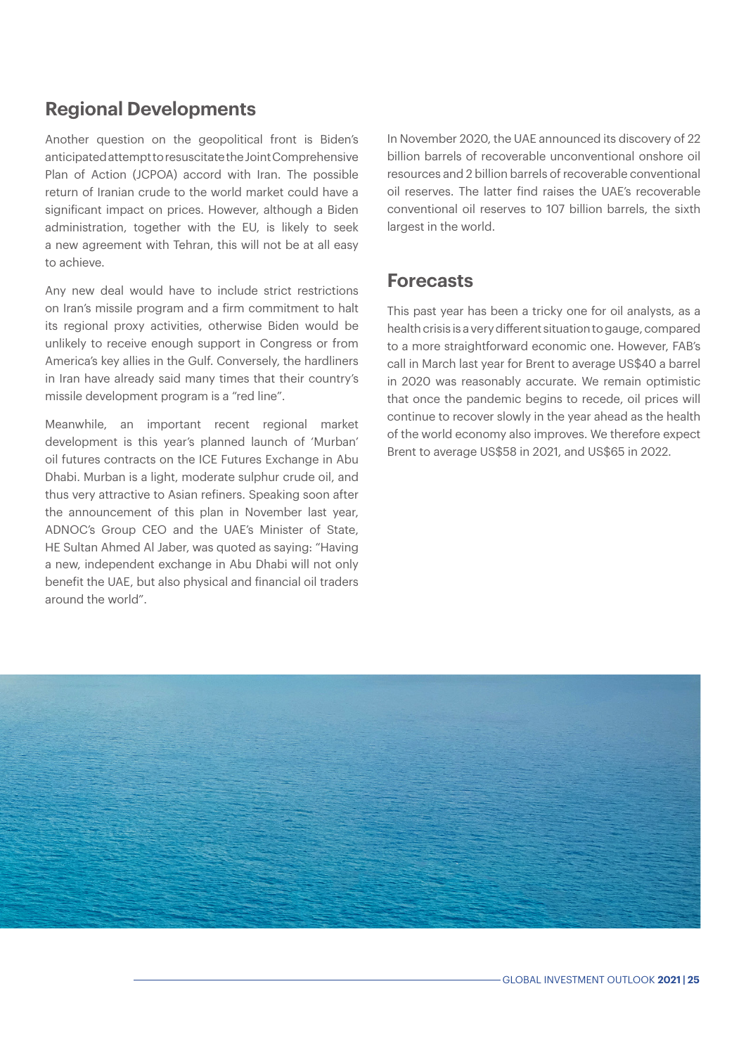## Regional Developments

Another question on the geopolitical front is Biden's anticipated attempt to resuscitate the Joint Comprehensive Plan of Action (JCPOA) accord with Iran. The possible return of Iranian crude to the world market could have a significant impact on prices. However, although a Biden administration, together with the EU, is likely to seek a new agreement with Tehran, this will not be at all easy to achieve.

Any new deal would have to include strict restrictions on Iran's missile program and a firm commitment to halt its regional proxy activities, otherwise Biden would be unlikely to receive enough support in Congress or from America's key allies in the Gulf. Conversely, the hardliners in Iran have already said many times that their country's missile development program is a "red line".

Meanwhile, an important recent regional market development is this year's planned launch of 'Murban' oil futures contracts on the ICE Futures Exchange in Abu Dhabi. Murban is a light, moderate sulphur crude oil, and thus very attractive to Asian refiners. Speaking soon after the announcement of this plan in November last year, ADNOC's Group CEO and the UAE's Minister of State, HE Sultan Ahmed Al Jaber, was quoted as saying: "Having a new, independent exchange in Abu Dhabi will not only benefit the UAE, but also physical and financial oil traders around the world".

In November 2020, the UAE announced its discovery of 22 billion barrels of recoverable unconventional onshore oil resources and 2 billion barrels of recoverable conventional oil reserves. The latter find raises the UAE's recoverable conventional oil reserves to 107 billion barrels, the sixth largest in the world.

## Forecasts

This past year has been a tricky one for oil analysts, as a health crisis is a very different situation to gauge, compared to a more straightforward economic one. However, FAB's call in March last year for Brent to average US$40 a barrel in 2020 was reasonably accurate. We remain optimistic that once the pandemic begins to recede, oil prices will continue to recover slowly in the year ahead as the health of the world economy also improves. We therefore expect Brent to average US$58 in 2021, and US$65 in 2022.